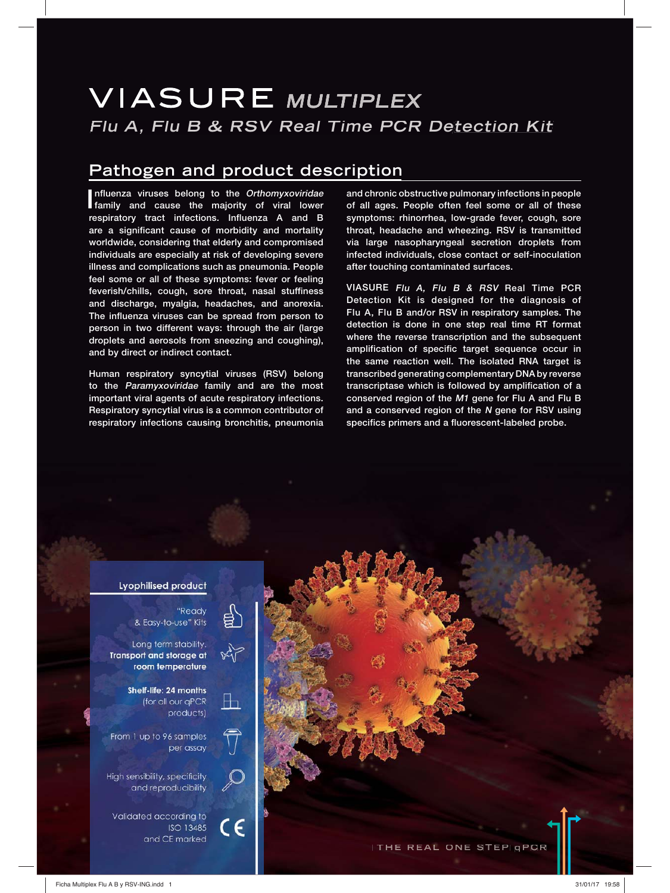# VIASURE *MULTIPLEX*

## *Flu A, Flu B & RSV Real Time PCR Detection Kit*

## Pathogen and product description

Influenza viruses belong to the *Orthomyxoviridae* family and cause the majority of viral lower respiratory tract infections. Influenza A and B are a significant cause of morbidity and mortality worldwide, considering that elderly and compromised individuals are especially at risk of developing severe illness and complications such as pneumonia. People feel some or all of these symptoms: fever or feeling feverish/chills, cough, sore throat, nasal stuffiness and discharge, myalgia, headaches, and anorexia. The influenza viruses can be spread from person to person in two different ways: through the air (large droplets and aerosols from sneezing and coughing), and by direct or indirect contact.

Human respiratory syncytial viruses (RSV) belong to the *Paramyxoviridae* family and are the most important viral agents of acute respiratory infections. Respiratory syncytial virus is a common contributor of respiratory infections causing bronchitis, pneumonia and chronic obstructive pulmonary infections in people of all ages. People often feel some or all of these symptoms: rhinorrhea, low-grade fever, cough, sore throat, headache and wheezing. RSV is transmitted via large nasopharyngeal secretion droplets from infected individuals, close contact or self-inoculation after touching contaminated surfaces.

VIASURE *Flu A, Flu B & RSV* Real Time PCR Detection Kit is designed for the diagnosis of Flu A, Flu B and/or RSV in respiratory samples. The detection is done in one step real time RT format where the reverse transcription and the subsequent amplification of specific target sequence occur in the same reaction well. The isolated RNA target is transcribed generating complementary DNA by reverse transcriptase which is followed by amplification of a conserved region of the *M1* gene for Flu A and Flu B and a conserved region of the *N* gene for RSV using specifics primers and a fluorescent-labeled probe.

### Lyophilised product

- "Ready & Easy-to-use" Kits
- Long term stability. **Transport and storage at room temperature**
- **Shelf-life: 24 months** (for all our qPCR products)
- From 1 up to 96 samples per assay
- High sensibility, specificity and reproducibility
- Validated according to ISO 13485 and CE marked

THE REAL ONE STEP qPCR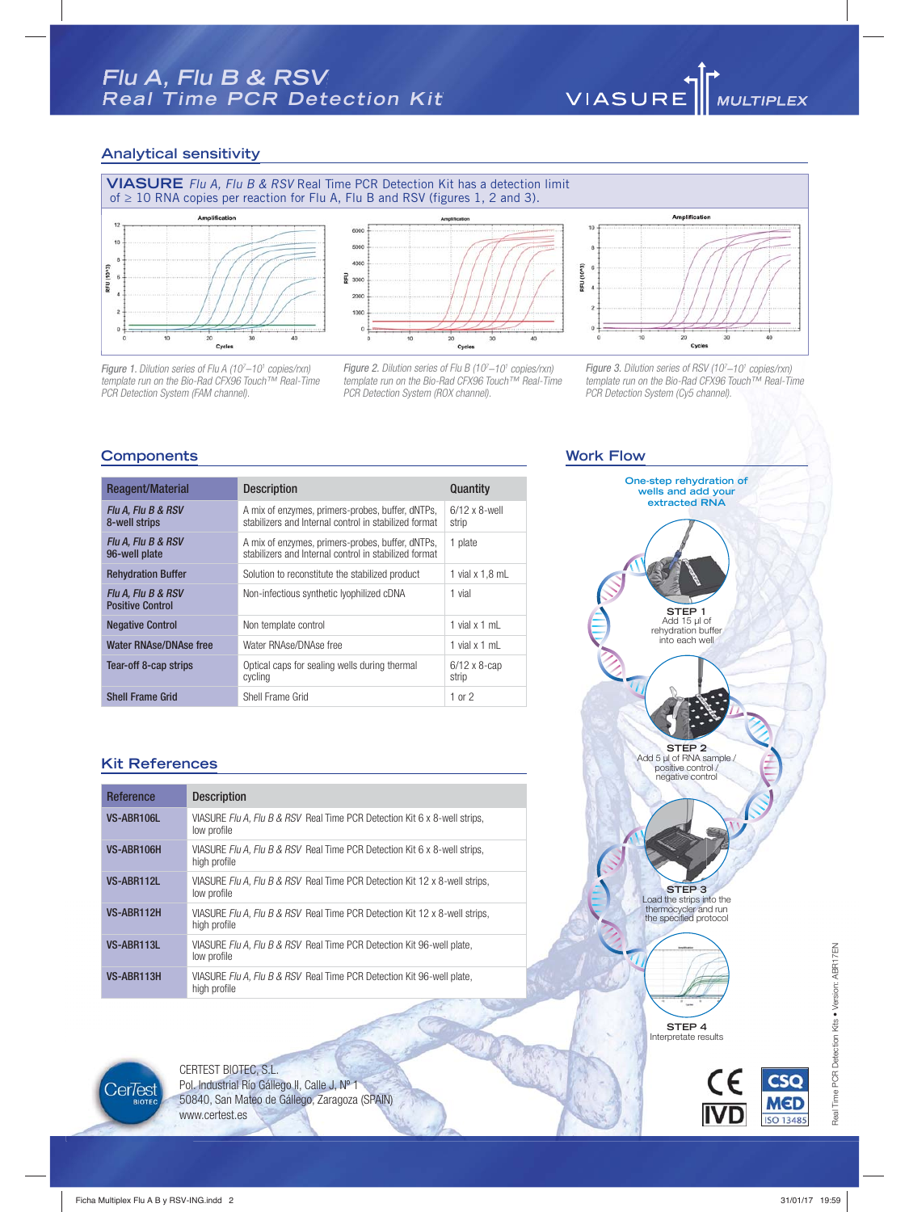# Flu A, Flu B & RSV Real Time PCR Detection Kit

VIASURE MULTIPLEX

## Analytical sensitivity

**VIASURE** *Flu A, Flu B & RSV* Real Time PCR Detection Kit has a detection limit of ≥ 10 RNA copies per reaction for Flu A, Flu B and RSV (figures 1, 2 and 3).

Amplification

RFU (10^3)

0
2
4
6
8
10
12

0 10 20 30 40

Cycles

*Figure 1.* Dilution series of Flu A ($10^7$–$10^1$ copies/rxn) template run on the Bio-Rad CFX96 Touch™ Real-Time PCR Detection System (FAM channel).

Amplification

RFU

0
1000
2000
3000
4000
5000
6000

0 10 20 30 40

Cycles

*Figure 2.* Dilution series of Flu B ($10^7$–$10^1$ copies/rxn) template run on the Bio-Rad CFX96 Touch™ Real-Time PCR Detection System (ROX channel).

Amplification

RFU (10^3)

0
2
4
6
8
10

0 10 20 30 40

Cycles

*Figure 3.* Dilution series of RSV ($10^7$–$10^1$ copies/rxn) template run on the Bio-Rad CFX96 Touch™ Real-Time PCR Detection System (Cy5 channel).

## Components

| Reagent/Material | Description | Quantity |
|---|---|---|
| *Flu A, Flu B & RSV* 8-well strips | A mix of enzymes, primers-probes, buffer, dNTPs, stabilizers and Internal control in stabilized format | 6/12 x 8-well strip |
| *Flu A, Flu B & RSV* 96-well plate | A mix of enzymes, primers-probes, buffer, dNTPs, stabilizers and Internal control in stabilized format | 1 plate |
| Rehydration Buffer | Solution to reconstitute the stabilized product | 1 vial x 1,8 mL |
| *Flu A, Flu B & RSV* Positive Control | Non-infectious synthetic lyophilized cDNA | 1 vial |
| Negative Control | Non template control | 1 vial x 1 mL |
| Water RNAse/DNAse free | Water RNAse/DNAse free | 1 vial x 1 mL |
| Tear-off 8-cap strips | Optical caps for sealing wells during thermal cycling | 6/12 x 8-cap strip |
| Shell Frame Grid | Shell Frame Grid | 1 or 2 |

## Work Flow

One-step rehydration of wells and add your extracted RNA

**STEP 1**
Add 15 µl of rehydration buffer into each well

**STEP 2**
Add 5 µl of RNA sample / positive control / negative control

**STEP 3**
Load the strips into the thermocycler and run the specified protocol

**STEP 4**
Interpretate results

## Kit References

| Reference | Description |
|---|---|
| VS-ABR106L | VIASURE *Flu A, Flu B & RSV* Real Time PCR Detection Kit 6 x 8-well strips, low profile |
| VS-ABR106H | VIASURE *Flu A, Flu B & RSV* Real Time PCR Detection Kit 6 x 8-well strips, high profile |
| VS-ABR112L | VIASURE *Flu A, Flu B & RSV* Real Time PCR Detection Kit 12 x 8-well strips, low profile |
| VS-ABR112H | VIASURE *Flu A, Flu B & RSV* Real Time PCR Detection Kit 12 x 8-well strips, high profile |
| VS-ABR113L | VIASURE *Flu A, Flu B & RSV* Real Time PCR Detection Kit 96-well plate, low profile |
| VS-ABR113H | VIASURE *Flu A, Flu B & RSV* Real Time PCR Detection Kit 96-well plate, high profile |

CERTEST BIOTEC, S.L.
Pol. Industrial Río Gállego II, Calle J, Nº 1
50840, San Mateo de Gállego, Zaragoza (SPAIN)
www.certest.es

CE IVD
CSQ MED ISO 13485

Real Time PCR Detection Kits • Version: ABR17EN